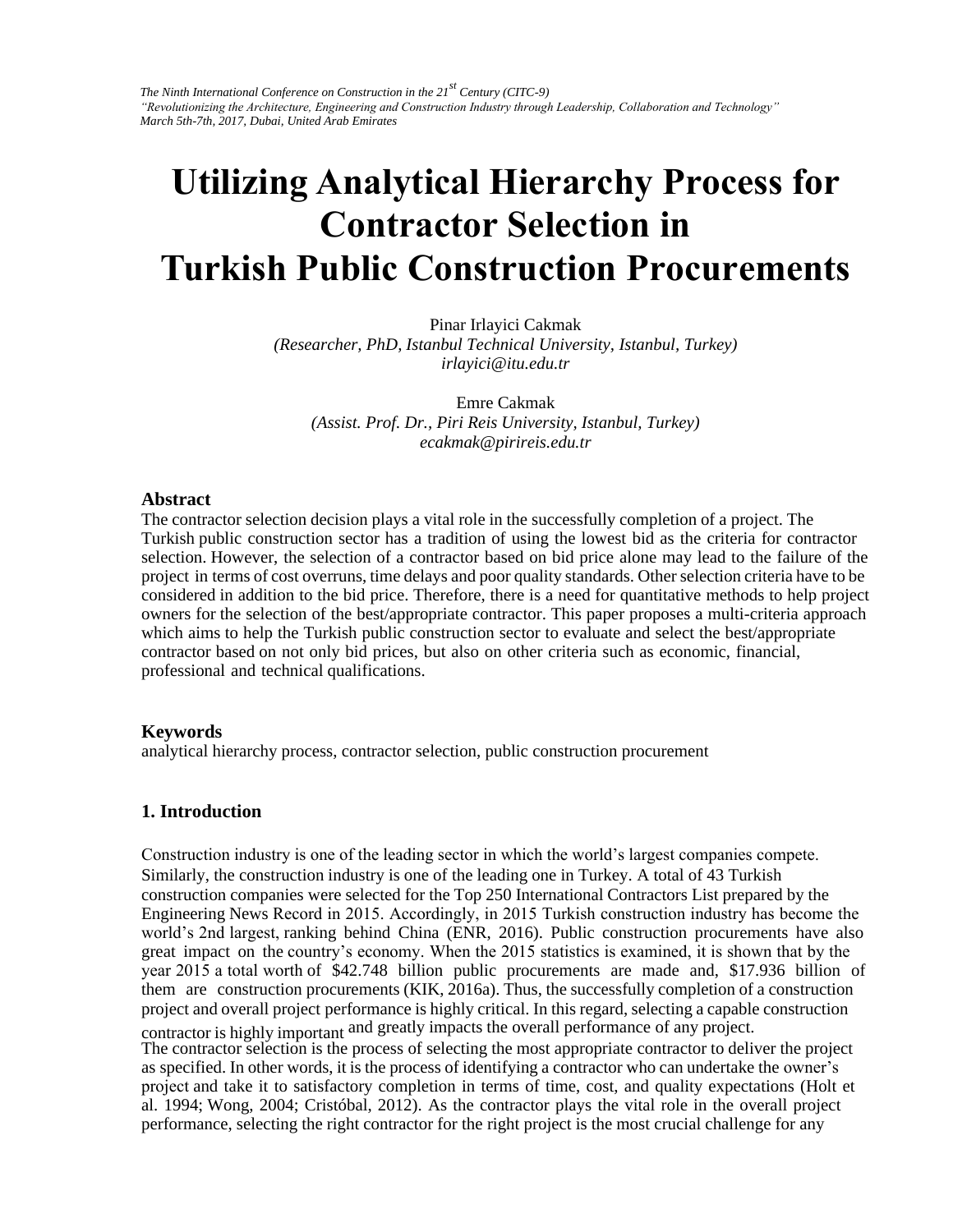# Utilizing Analytical Hierarchy Process for Contractor Selection in Turkish Public Construction Procurements

Pinar Irlayici Cakmak
*(Researcher, PhD, Istanbul Technical University, Istanbul, Turkey)*
*irlayici@itu.edu.tr*

Emre Cakmak
*(Assist. Prof. Dr., Piri Reis University, Istanbul, Turkey)*
*ecakmak@pirireis.edu.tr*

### Abstract

The contractor selection decision plays a vital role in the successfully completion of a project. The Turkish public construction sector has a tradition of using the lowest bid as the criteria for contractor selection. However, the selection of a contractor based on bid price alone may lead to the failure of the project in terms of cost overruns, time delays and poor quality standards. Other selection criteria have to be considered in addition to the bid price. Therefore, there is a need for quantitative methods to help project owners for the selection of the best/appropriate contractor. This paper proposes a multi-criteria approach which aims to help the Turkish public construction sector to evaluate and select the best/appropriate contractor based on not only bid prices, but also on other criteria such as economic, financial, professional and technical qualifications.

### Keywords

analytical hierarchy process, contractor selection, public construction procurement

### 1. Introduction

Construction industry is one of the leading sector in which the world's largest companies compete. Similarly, the construction industry is one of the leading one in Turkey. A total of 43 Turkish construction companies were selected for the Top 250 International Contractors List prepared by the Engineering News Record in 2015. Accordingly, in 2015 Turkish construction industry has become the world's 2nd largest, ranking behind China (ENR, 2016). Public construction procurements have also great impact on the country's economy. When the 2015 statistics is examined, it is shown that by the year 2015 a total worth of $42.748 billion public procurements are made and, $17.936 billion of them are construction procurements (KIK, 2016a). Thus, the successfully completion of a construction project and overall project performance is highly critical. In this regard, selecting a capable construction contractor is highly important and greatly impacts the overall performance of any project.

The contractor selection is the process of selecting the most appropriate contractor to deliver the project as specified. In other words, it is the process of identifying a contractor who can undertake the owner's project and take it to satisfactory completion in terms of time, cost, and quality expectations (Holt et al. 1994; Wong, 2004; Cristóbal, 2012). As the contractor plays the vital role in the overall project performance, selecting the right contractor for the right project is the most crucial challenge for any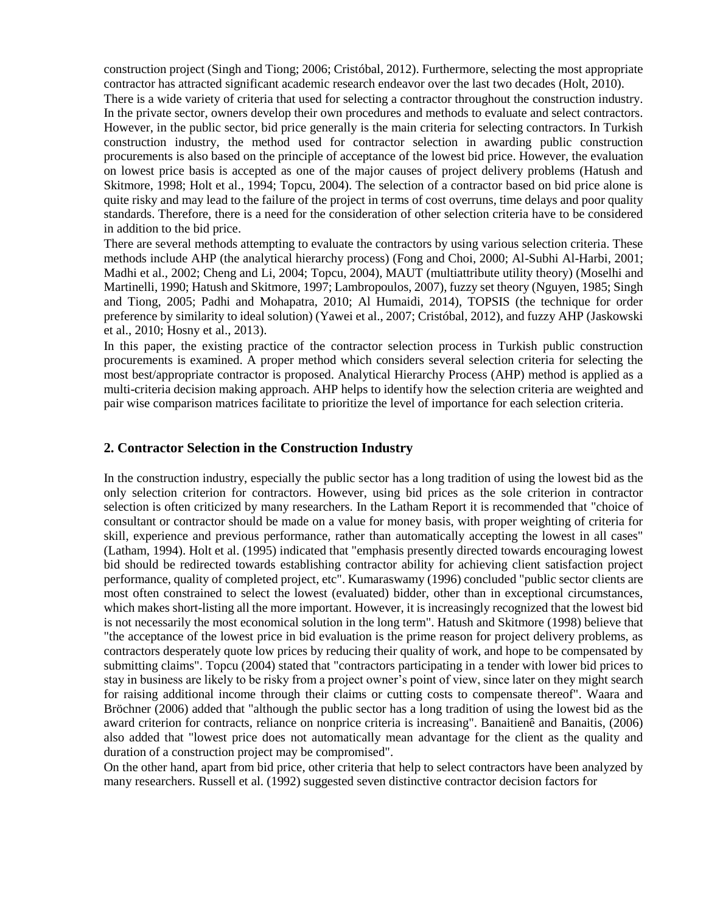construction project (Singh and Tiong; 2006; Cristóbal, 2012). Furthermore, selecting the most appropriate contractor has attracted significant academic research endeavor over the last two decades (Holt, 2010).

There is a wide variety of criteria that used for selecting a contractor throughout the construction industry. In the private sector, owners develop their own procedures and methods to evaluate and select contractors. However, in the public sector, bid price generally is the main criteria for selecting contractors. In Turkish construction industry, the method used for contractor selection in awarding public construction procurements is also based on the principle of acceptance of the lowest bid price. However, the evaluation on lowest price basis is accepted as one of the major causes of project delivery problems (Hatush and Skitmore, 1998; Holt et al., 1994; Topcu, 2004). The selection of a contractor based on bid price alone is quite risky and may lead to the failure of the project in terms of cost overruns, time delays and poor quality standards. Therefore, there is a need for the consideration of other selection criteria have to be considered in addition to the bid price.

There are several methods attempting to evaluate the contractors by using various selection criteria. These methods include AHP (the analytical hierarchy process) (Fong and Choi, 2000; Al-Subhi Al-Harbi, 2001; Madhi et al., 2002; Cheng and Li, 2004; Topcu, 2004), MAUT (multiattribute utility theory) (Moselhi and Martinelli, 1990; Hatush and Skitmore, 1997; Lambropoulos, 2007), fuzzy set theory (Nguyen, 1985; Singh and Tiong, 2005; Padhi and Mohapatra, 2010; Al Humaidi, 2014), TOPSIS (the technique for order preference by similarity to ideal solution) (Yawei et al., 2007; Cristóbal, 2012), and fuzzy AHP (Jaskowski et al., 2010; Hosny et al., 2013).

In this paper, the existing practice of the contractor selection process in Turkish public construction procurements is examined. A proper method which considers several selection criteria for selecting the most best/appropriate contractor is proposed. Analytical Hierarchy Process (AHP) method is applied as a multi-criteria decision making approach. AHP helps to identify how the selection criteria are weighted and pair wise comparison matrices facilitate to prioritize the level of importance for each selection criteria.

## 2. Contractor Selection in the Construction Industry

In the construction industry, especially the public sector has a long tradition of using the lowest bid as the only selection criterion for contractors. However, using bid prices as the sole criterion in contractor selection is often criticized by many researchers. In the Latham Report it is recommended that "choice of consultant or contractor should be made on a value for money basis, with proper weighting of criteria for skill, experience and previous performance, rather than automatically accepting the lowest in all cases" (Latham, 1994). Holt et al. (1995) indicated that "emphasis presently directed towards encouraging lowest bid should be redirected towards establishing contractor ability for achieving client satisfaction project performance, quality of completed project, etc". Kumaraswamy (1996) concluded "public sector clients are most often constrained to select the lowest (evaluated) bidder, other than in exceptional circumstances, which makes short-listing all the more important. However, it is increasingly recognized that the lowest bid is not necessarily the most economical solution in the long term". Hatush and Skitmore (1998) believe that "the acceptance of the lowest price in bid evaluation is the prime reason for project delivery problems, as contractors desperately quote low prices by reducing their quality of work, and hope to be compensated by submitting claims". Topcu (2004) stated that "contractors participating in a tender with lower bid prices to stay in business are likely to be risky from a project owner's point of view, since later on they might search for raising additional income through their claims or cutting costs to compensate thereof". Waara and Bröchner (2006) added that "although the public sector has a long tradition of using the lowest bid as the award criterion for contracts, reliance on nonprice criteria is increasing". Banaitienê and Banaitis, (2006) also added that "lowest price does not automatically mean advantage for the client as the quality and duration of a construction project may be compromised".

On the other hand, apart from bid price, other criteria that help to select contractors have been analyzed by many researchers. Russell et al. (1992) suggested seven distinctive contractor decision factors for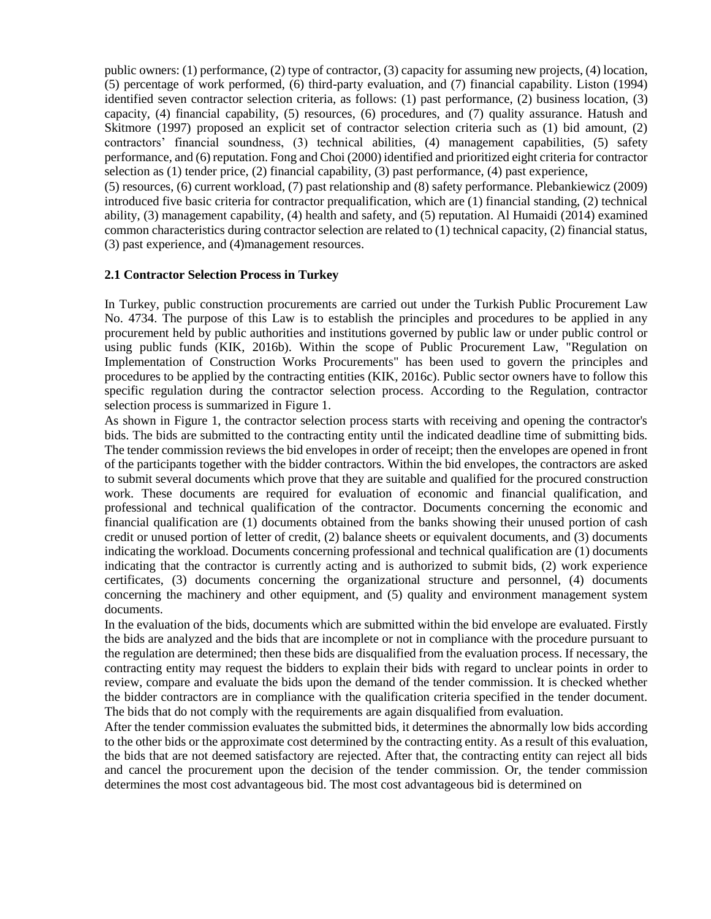public owners: (1) performance, (2) type of contractor, (3) capacity for assuming new projects, (4) location, (5) percentage of work performed, (6) third-party evaluation, and (7) financial capability. Liston (1994) identified seven contractor selection criteria, as follows: (1) past performance, (2) business location, (3) capacity, (4) financial capability, (5) resources, (6) procedures, and (7) quality assurance. Hatush and Skitmore (1997) proposed an explicit set of contractor selection criteria such as (1) bid amount, (2) contractors' financial soundness, (3) technical abilities, (4) management capabilities, (5) safety performance, and (6) reputation. Fong and Choi (2000) identified and prioritized eight criteria for contractor selection as (1) tender price, (2) financial capability, (3) past performance, (4) past experience, (5) resources, (6) current workload, (7) past relationship and (8) safety performance. Plebankiewicz (2009) introduced five basic criteria for contractor prequalification, which are (1) financial standing, (2) technical ability, (3) management capability, (4) health and safety, and (5) reputation. Al Humaidi (2014) examined common characteristics during contractor selection are related to (1) technical capacity, (2) financial status, (3) past experience, and (4)management resources.

### 2.1 Contractor Selection Process in Turkey

In Turkey, public construction procurements are carried out under the Turkish Public Procurement Law No. 4734. The purpose of this Law is to establish the principles and procedures to be applied in any procurement held by public authorities and institutions governed by public law or under public control or using public funds (KIK, 2016b). Within the scope of Public Procurement Law, "Regulation on Implementation of Construction Works Procurements" has been used to govern the principles and procedures to be applied by the contracting entities (KIK, 2016c). Public sector owners have to follow this specific regulation during the contractor selection process. According to the Regulation, contractor selection process is summarized in Figure 1.

As shown in Figure 1, the contractor selection process starts with receiving and opening the contractor's bids. The bids are submitted to the contracting entity until the indicated deadline time of submitting bids. The tender commission reviews the bid envelopes in order of receipt; then the envelopes are opened in front of the participants together with the bidder contractors. Within the bid envelopes, the contractors are asked to submit several documents which prove that they are suitable and qualified for the procured construction work. These documents are required for evaluation of economic and financial qualification, and professional and technical qualification of the contractor. Documents concerning the economic and financial qualification are (1) documents obtained from the banks showing their unused portion of cash credit or unused portion of letter of credit, (2) balance sheets or equivalent documents, and (3) documents indicating the workload. Documents concerning professional and technical qualification are (1) documents indicating that the contractor is currently acting and is authorized to submit bids, (2) work experience certificates, (3) documents concerning the organizational structure and personnel, (4) documents concerning the machinery and other equipment, and (5) quality and environment management system documents.

In the evaluation of the bids, documents which are submitted within the bid envelope are evaluated. Firstly the bids are analyzed and the bids that are incomplete or not in compliance with the procedure pursuant to the regulation are determined; then these bids are disqualified from the evaluation process. If necessary, the contracting entity may request the bidders to explain their bids with regard to unclear points in order to review, compare and evaluate the bids upon the demand of the tender commission. It is checked whether the bidder contractors are in compliance with the qualification criteria specified in the tender document. The bids that do not comply with the requirements are again disqualified from evaluation.

After the tender commission evaluates the submitted bids, it determines the abnormally low bids according to the other bids or the approximate cost determined by the contracting entity. As a result of this evaluation, the bids that are not deemed satisfactory are rejected. After that, the contracting entity can reject all bids and cancel the procurement upon the decision of the tender commission. Or, the tender commission determines the most cost advantageous bid. The most cost advantageous bid is determined on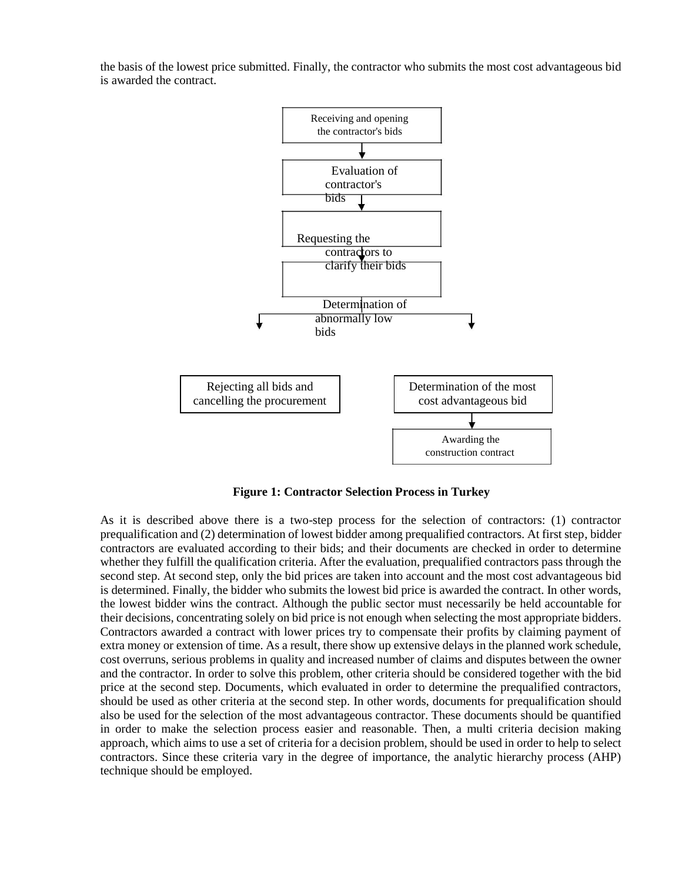the basis of the lowest price submitted. Finally, the contractor who submits the most cost advantageous bid is awarded the contract.

Receiving and opening the contractor's bids

Evaluation of contractor's bids

Requesting the contractors to clarify their bids

Determination of abnormally low bids

Rejecting all bids and cancelling the procurement

Determination of the most cost advantageous bid

Awarding the construction contract

**Figure 1: Contractor Selection Process in Turkey**

As it is described above there is a two-step process for the selection of contractors: (1) contractor prequalification and (2) determination of lowest bidder among prequalified contractors. At first step, bidder contractors are evaluated according to their bids; and their documents are checked in order to determine whether they fulfill the qualification criteria. After the evaluation, prequalified contractors pass through the second step. At second step, only the bid prices are taken into account and the most cost advantageous bid is determined. Finally, the bidder who submits the lowest bid price is awarded the contract. In other words, the lowest bidder wins the contract. Although the public sector must necessarily be held accountable for their decisions, concentrating solely on bid price is not enough when selecting the most appropriate bidders. Contractors awarded a contract with lower prices try to compensate their profits by claiming payment of extra money or extension of time. As a result, there show up extensive delays in the planned work schedule, cost overruns, serious problems in quality and increased number of claims and disputes between the owner and the contractor. In order to solve this problem, other criteria should be considered together with the bid price at the second step. Documents, which evaluated in order to determine the prequalified contractors, should be used as other criteria at the second step. In other words, documents for prequalification should also be used for the selection of the most advantageous contractor. These documents should be quantified in order to make the selection process easier and reasonable. Then, a multi criteria decision making approach, which aims to use a set of criteria for a decision problem, should be used in order to help to select contractors. Since these criteria vary in the degree of importance, the analytic hierarchy process (AHP) technique should be employed.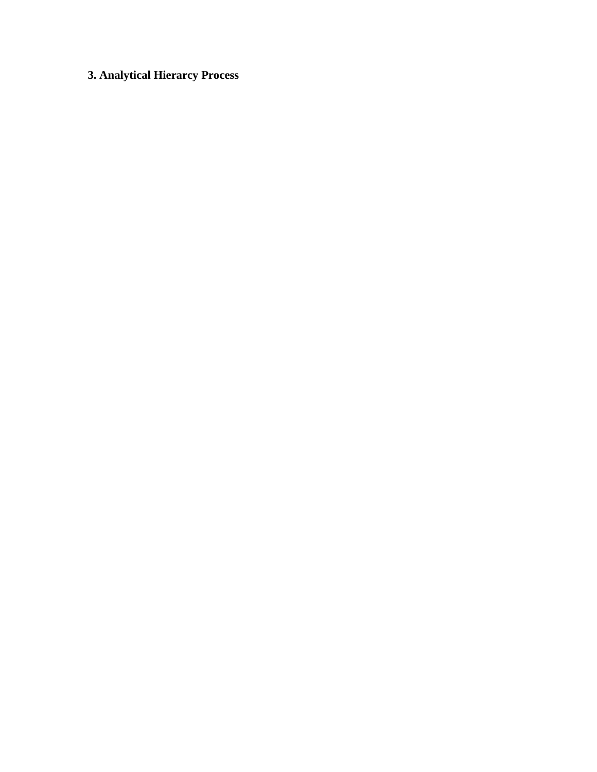## 3. Analytical Hierarcy Process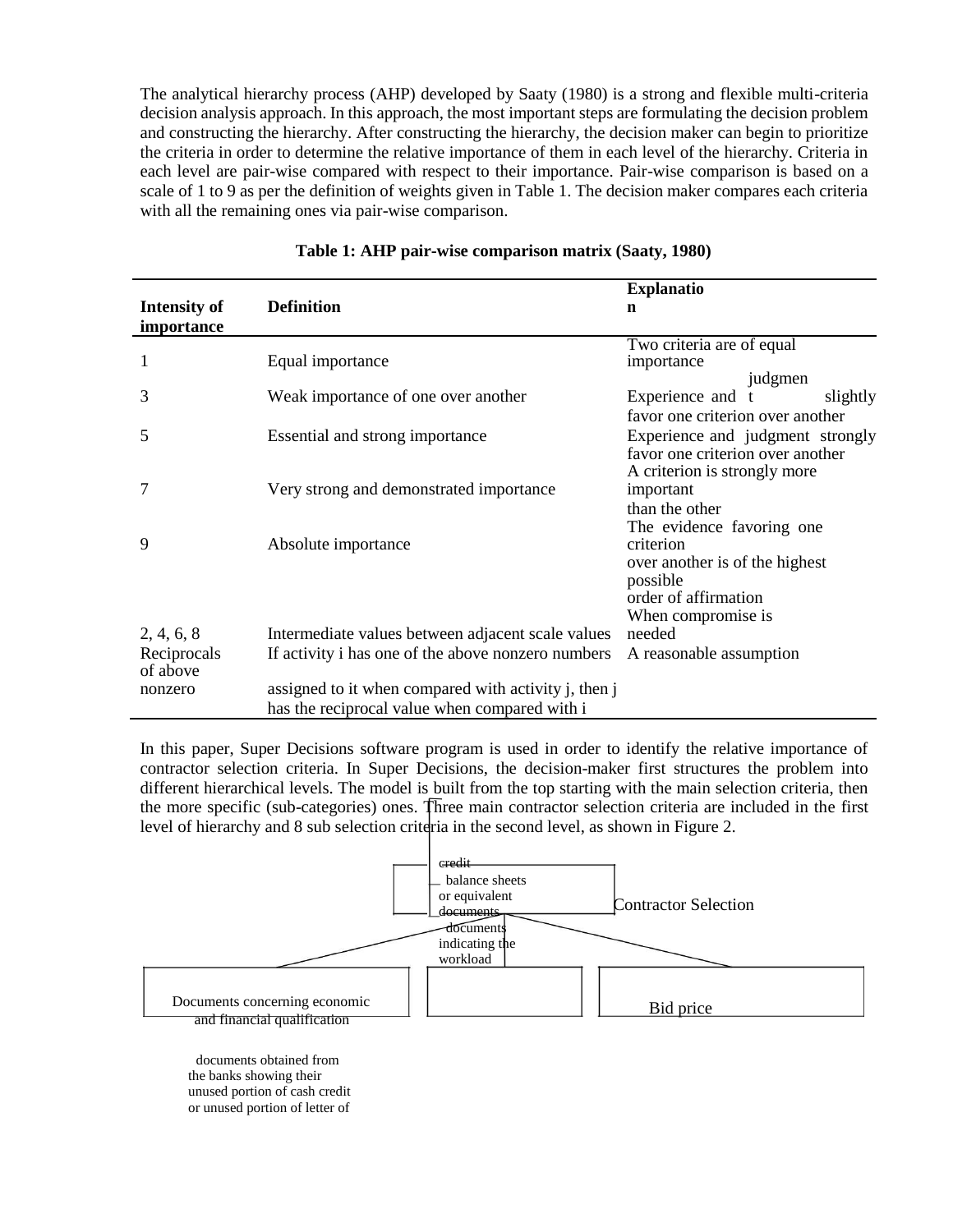The analytical hierarchy process (AHP) developed by Saaty (1980) is a strong and flexible multi-criteria decision analysis approach. In this approach, the most important steps are formulating the decision problem and constructing the hierarchy. After constructing the hierarchy, the decision maker can begin to prioritize the criteria in order to determine the relative importance of them in each level of the hierarchy. Criteria in each level are pair-wise compared with respect to their importance. Pair-wise comparison is based on a scale of 1 to 9 as per the definition of weights given in Table 1. The decision maker compares each criteria with all the remaining ones via pair-wise comparison.

**Table 1: AHP pair-wise comparison matrix (Saaty, 1980)**

| Intensity of importance | Definition | Explanation |
|---|---|---|
| 1 | Equal importance | Two criteria are of equal importance |
| 3 | Weak importance of one over another | Experience and judgment slightly favor one criterion over another |
| 5 | Essential and strong importance | Experience and judgment strongly favor one criterion over another |
| 7 | Very strong and demonstrated importance | A criterion is strongly more important than the other |
| 9 | Absolute importance | The evidence favoring one criterion over another is of the highest possible order of affirmation |
| 2, 4, 6, 8 | Intermediate values between adjacent scale values | When compromise is needed |
| Reciprocals of above nonzero | If activity i has one of the above nonzero numbers assigned to it when compared with activity j, then j has the reciprocal value when compared with i | A reasonable assumption |

In this paper, Super Decisions software program is used in order to identify the relative importance of contractor selection criteria. In Super Decisions, the decision-maker first structures the problem into different hierarchical levels. The model is built from the top starting with the main selection criteria, then the more specific (sub-categories) ones. Three main contractor selection criteria are included in the first level of hierarchy and 8 sub selection criteria in the second level, as shown in Figure 2.

Contractor Selection

Documents concerning economic and financial qualification

Bid price

credit balance sheets or equivalent documents

documents indicating the workload

documents obtained from the banks showing their unused portion of cash credit or unused portion of letter of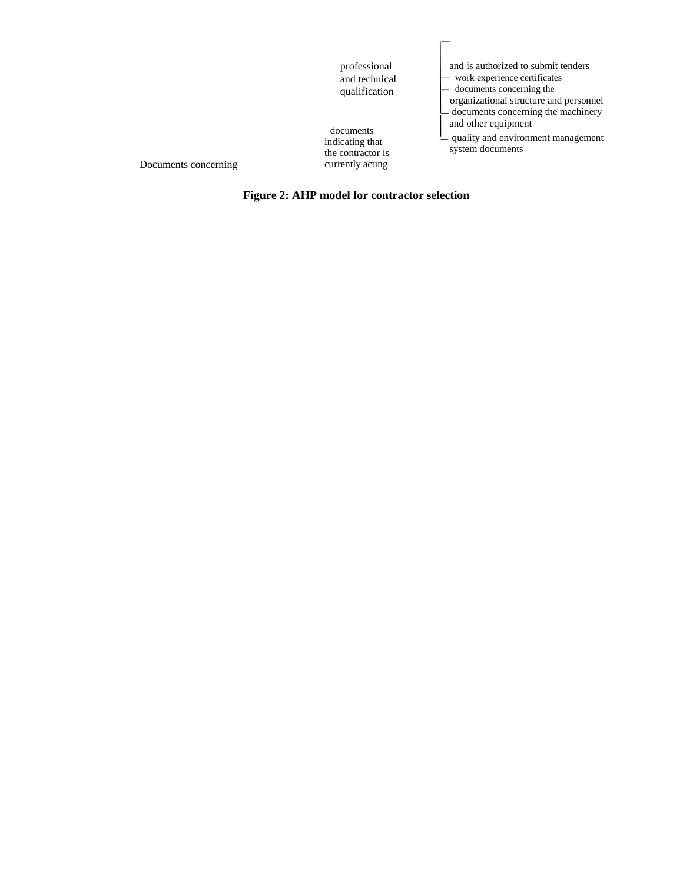professional and technical qualification

and is authorized to submit tenders

- work experience certificates
- documents concerning the organizational structure and personnel
- documents concerning the machinery and other equipment
- quality and environment management system documents

documents indicating that the contractor is currently acting

Documents concerning

**Figure 2: AHP model for contractor selection**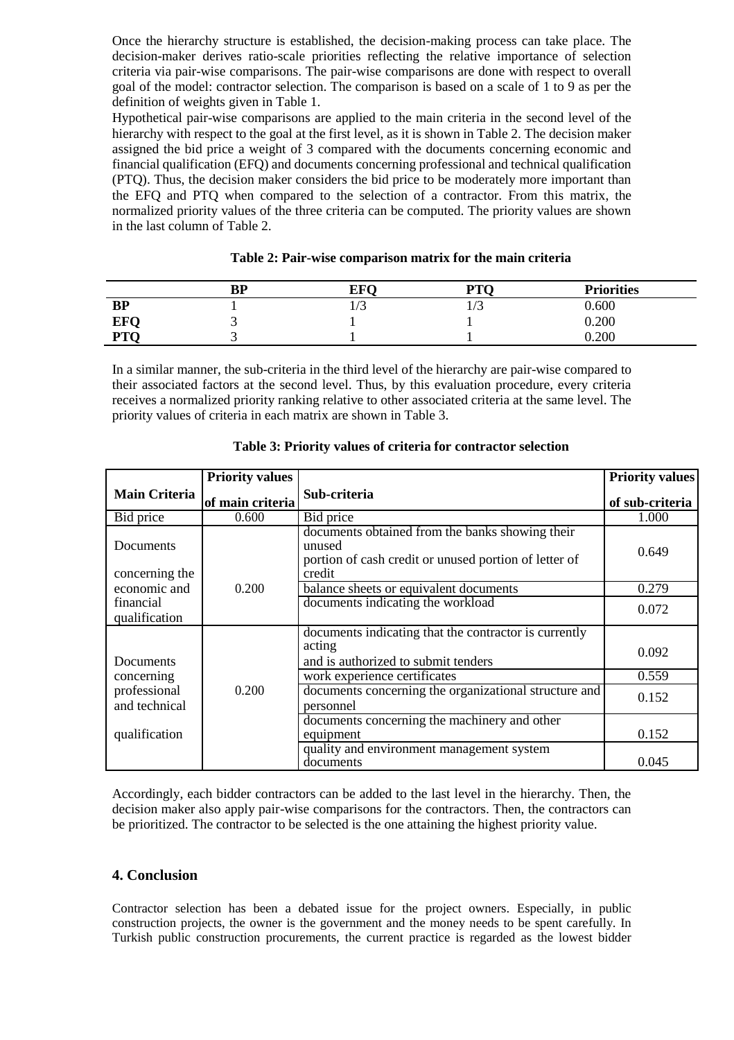Once the hierarchy structure is established, the decision-making process can take place. The decision-maker derives ratio-scale priorities reflecting the relative importance of selection criteria via pair-wise comparisons. The pair-wise comparisons are done with respect to overall goal of the model: contractor selection. The comparison is based on a scale of 1 to 9 as per the definition of weights given in Table 1.

Hypothetical pair-wise comparisons are applied to the main criteria in the second level of the hierarchy with respect to the goal at the first level, as it is shown in Table 2. The decision maker assigned the bid price a weight of 3 compared with the documents concerning economic and financial qualification (EFQ) and documents concerning professional and technical qualification (PTQ). Thus, the decision maker considers the bid price to be moderately more important than the EFQ and PTQ when compared to the selection of a contractor. From this matrix, the normalized priority values of the three criteria can be computed. The priority values are shown in the last column of Table 2.

**Table 2: Pair-wise comparison matrix for the main criteria**

| | BP | EFQ | PTQ | Priorities |
|---|---|---|---|---|
| **BP** | 1 | 1/3 | 1/3 | 0.600 |
| **EFQ** | 3 | 1 | 1 | 0.200 |
| **PTQ** | 3 | 1 | 1 | 0.200 |

In a similar manner, the sub-criteria in the third level of the hierarchy are pair-wise compared to their associated factors at the second level. Thus, by this evaluation procedure, every criteria receives a normalized priority ranking relative to other associated criteria at the same level. The priority values of criteria in each matrix are shown in Table 3.

**Table 3: Priority values of criteria for contractor selection**

| Main Criteria | Priority values of main criteria | Sub-criteria | Priority values of sub-criteria |
|---|---|---|---|
| Bid price | 0.600 | Bid price | 1.000 |
| Documents concerning the economic and financial qualification | 0.200 | documents obtained from the banks showing their unused portion of cash credit or unused portion of letter of credit | 0.649 |
| | | balance sheets or equivalent documents | 0.279 |
| | | documents indicating the workload | 0.072 |
| Documents concerning professional and technical qualification | 0.200 | documents indicating that the contractor is currently acting and is authorized to submit tenders | 0.092 |
| | | work experience certificates | 0.559 |
| | | documents concerning the organizational structure and personnel | 0.152 |
| | | documents concerning the machinery and other equipment | 0.152 |
| | | quality and environment management system documents | 0.045 |

Accordingly, each bidder contractors can be added to the last level in the hierarchy. Then, the decision maker also apply pair-wise comparisons for the contractors. Then, the contractors can be prioritized. The contractor to be selected is the one attaining the highest priority value.

## 4. Conclusion

Contractor selection has been a debated issue for the project owners. Especially, in public construction projects, the owner is the government and the money needs to be spent carefully. In Turkish public construction procurements, the current practice is regarded as the lowest bidder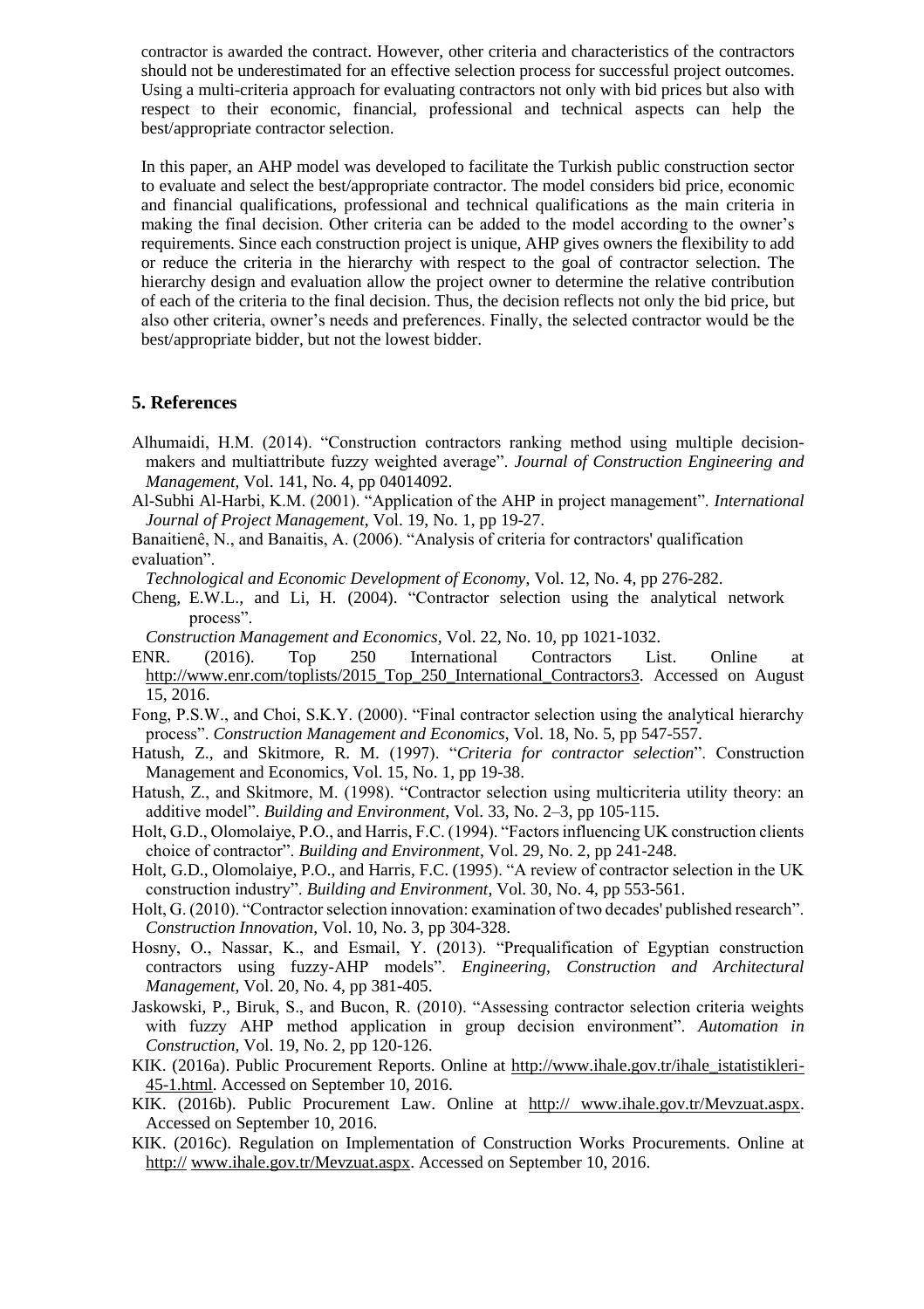contractor is awarded the contract. However, other criteria and characteristics of the contractors should not be underestimated for an effective selection process for successful project outcomes. Using a multi-criteria approach for evaluating contractors not only with bid prices but also with respect to their economic, financial, professional and technical aspects can help the best/appropriate contractor selection.

In this paper, an AHP model was developed to facilitate the Turkish public construction sector to evaluate and select the best/appropriate contractor. The model considers bid price, economic and financial qualifications, professional and technical qualifications as the main criteria in making the final decision. Other criteria can be added to the model according to the owner's requirements. Since each construction project is unique, AHP gives owners the flexibility to add or reduce the criteria in the hierarchy with respect to the goal of contractor selection. The hierarchy design and evaluation allow the project owner to determine the relative contribution of each of the criteria to the final decision. Thus, the decision reflects not only the bid price, but also other criteria, owner's needs and preferences. Finally, the selected contractor would be the best/appropriate bidder, but not the lowest bidder.

## 5. References

Alhumaidi, H.M. (2014). "Construction contractors ranking method using multiple decision-makers and multiattribute fuzzy weighted average". *Journal of Construction Engineering and Management*, Vol. 141, No. 4, pp 04014092.

Al-Subhi Al-Harbi, K.M. (2001). "Application of the AHP in project management". *International Journal of Project Management*, Vol. 19, No. 1, pp 19-27.

Banaitienê, N., and Banaitis, A. (2006). "Analysis of criteria for contractors' qualification evaluation".
*Technological and Economic Development of Economy*, Vol. 12, No. 4, pp 276-282.

Cheng, E.W.L., and Li, H. (2004). "Contractor selection using the analytical network process".
*Construction Management and Economics*, Vol. 22, No. 10, pp 1021-1032.

ENR. (2016). Top 250 International Contractors List. Online at http://www.enr.com/toplists/2015_Top_250_International_Contractors3. Accessed on August 15, 2016.

Fong, P.S.W., and Choi, S.K.Y. (2000). "Final contractor selection using the analytical hierarchy process". *Construction Management and Economics*, Vol. 18, No. 5, pp 547-557.

Hatush, Z., and Skitmore, R. M. (1997). "*Criteria for contractor selection*". Construction Management and Economics, Vol. 15, No. 1, pp 19-38.

Hatush, Z., and Skitmore, M. (1998). "Contractor selection using multicriteria utility theory: an additive model". *Building and Environment*, Vol. 33, No. 2–3, pp 105-115.

Holt, G.D., Olomolaiye, P.O., and Harris, F.C. (1994). "Factors influencing UK construction clients choice of contractor". *Building and Environment*, Vol. 29, No. 2, pp 241-248.

Holt, G.D., Olomolaiye, P.O., and Harris, F.C. (1995). "A review of contractor selection in the UK construction industry". *Building and Environment*, Vol. 30, No. 4, pp 553-561.

Holt, G. (2010). "Contractor selection innovation: examination of two decades' published research". *Construction Innovation*, Vol. 10, No. 3, pp 304-328.

Hosny, O., Nassar, K., and Esmail, Y. (2013). "Prequalification of Egyptian construction contractors using fuzzy-AHP models". *Engineering, Construction and Architectural Management*, Vol. 20, No. 4, pp 381-405.

Jaskowski, P., Biruk, S., and Bucon, R. (2010). "Assessing contractor selection criteria weights with fuzzy AHP method application in group decision environment". *Automation in Construction*, Vol. 19, No. 2, pp 120-126.

KIK. (2016a). Public Procurement Reports. Online at http://www.ihale.gov.tr/ihale_istatistikleri-45-1.html. Accessed on September 10, 2016.

KIK. (2016b). Public Procurement Law. Online at http:// www.ihale.gov.tr/Mevzuat.aspx. Accessed on September 10, 2016.

KIK. (2016c). Regulation on Implementation of Construction Works Procurements. Online at http:// www.ihale.gov.tr/Mevzuat.aspx. Accessed on September 10, 2016.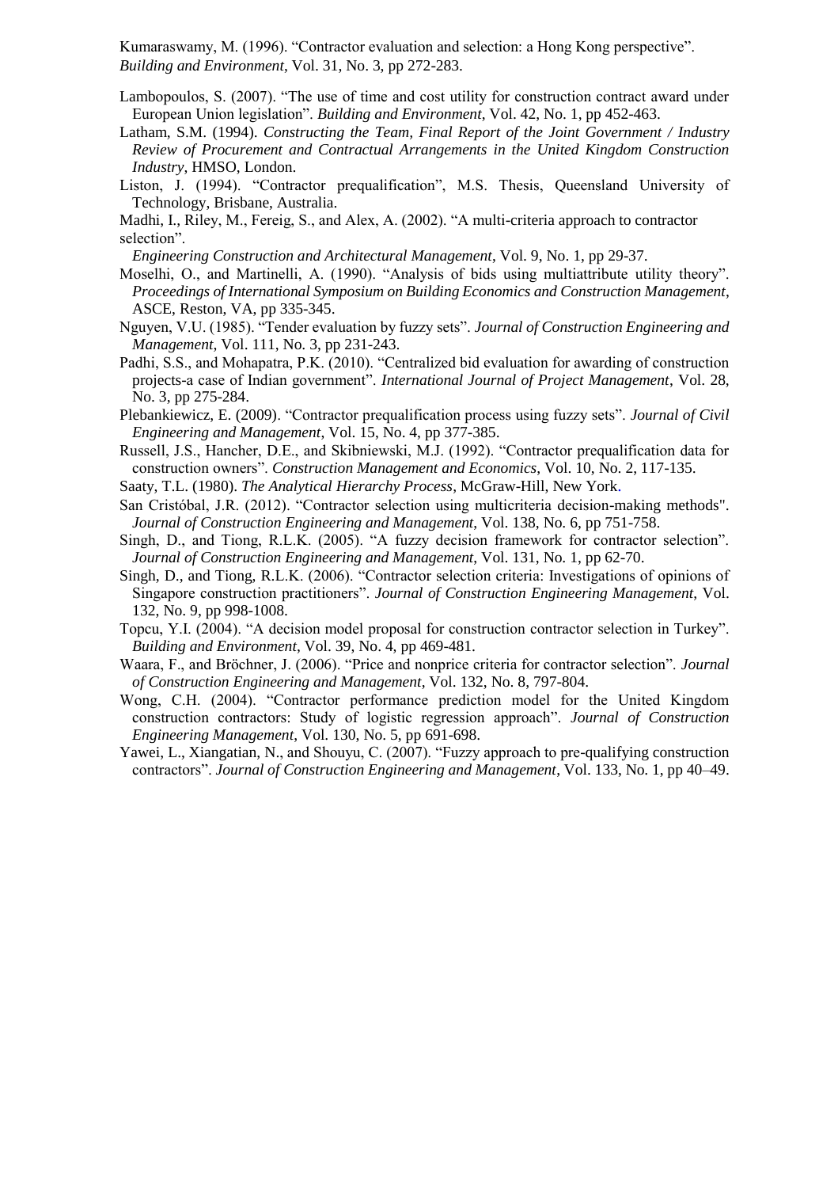Kumaraswamy, M. (1996). "Contractor evaluation and selection: a Hong Kong perspective". *Building and Environment*, Vol. 31, No. 3, pp 272-283.

Lambopoulos, S. (2007). "The use of time and cost utility for construction contract award under European Union legislation". *Building and Environment*, Vol. 42, No. 1, pp 452-463.

Latham, S.M. (1994). *Constructing the Team, Final Report of the Joint Government / Industry Review of Procurement and Contractual Arrangements in the United Kingdom Construction Industry*, HMSO, London.

Liston, J. (1994). "Contractor prequalification", M.S. Thesis, Queensland University of Technology, Brisbane, Australia.

Madhi, I., Riley, M., Fereig, S., and Alex, A. (2002). "A multi-criteria approach to contractor selection". *Engineering Construction and Architectural Management*, Vol. 9, No. 1, pp 29-37.

Moselhi, O., and Martinelli, A. (1990). "Analysis of bids using multiattribute utility theory". *Proceedings of International Symposium on Building Economics and Construction Management*, ASCE, Reston, VA, pp 335-345.

Nguyen, V.U. (1985). "Tender evaluation by fuzzy sets". *Journal of Construction Engineering and Management*, Vol. 111, No. 3, pp 231-243.

Padhi, S.S., and Mohapatra, P.K. (2010). "Centralized bid evaluation for awarding of construction projects-a case of Indian government". *International Journal of Project Management*, Vol. 28, No. 3, pp 275-284.

Plebankiewicz, E. (2009). "Contractor prequalification process using fuzzy sets". *Journal of Civil Engineering and Management*, Vol. 15, No. 4, pp 377-385.

Russell, J.S., Hancher, D.E., and Skibniewski, M.J. (1992). "Contractor prequalification data for construction owners". *Construction Management and Economics*, Vol. 10, No. 2, 117-135.

Saaty, T.L. (1980). *The Analytical Hierarchy Process*, McGraw-Hill, New York.

San Cristóbal, J.R. (2012). "Contractor selection using multicriteria decision-making methods". *Journal of Construction Engineering and Management*, Vol. 138, No. 6, pp 751-758.

Singh, D., and Tiong, R.L.K. (2005). "A fuzzy decision framework for contractor selection". *Journal of Construction Engineering and Management*, Vol. 131, No. 1, pp 62-70.

Singh, D., and Tiong, R.L.K. (2006). "Contractor selection criteria: Investigations of opinions of Singapore construction practitioners". *Journal of Construction Engineering Management*, Vol. 132, No. 9, pp 998-1008.

Topcu, Y.I. (2004). "A decision model proposal for construction contractor selection in Turkey". *Building and Environment*, Vol. 39, No. 4, pp 469-481.

Waara, F., and Bröchner, J. (2006). "Price and nonprice criteria for contractor selection". *Journal of Construction Engineering and Management*, Vol. 132, No. 8, 797-804.

Wong, C.H. (2004). "Contractor performance prediction model for the United Kingdom construction contractors: Study of logistic regression approach". *Journal of Construction Engineering Management*, Vol. 130, No. 5, pp 691-698.

Yawei, L., Xiangatian, N., and Shouyu, C. (2007). "Fuzzy approach to pre-qualifying construction contractors". *Journal of Construction Engineering and Management*, Vol. 133, No. 1, pp 40–49.